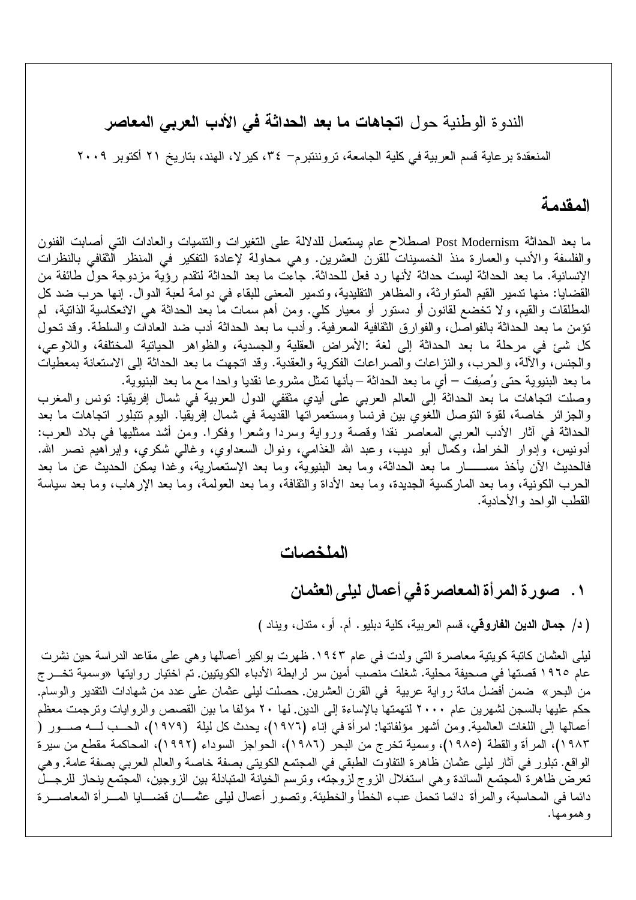# الندوة الوطنية حول **اتجاهات ما بعد الحداثة في الأدب العربي المعاصر**

المنعقدة برعاية قسم العربية في كلية الجامعة، ترونتنبرم– ٣٤، كيرلا، الهند، بتاريخ ٢١ أكتوبر ٢٠٠٩

## المقدمة

ما بعد الحداثة Post Modernism اصطلاح عام يستعمل للدلالة على التغيرات والتنميات والعادات التي أصابت الفنون والفلسفة والأدب والعمارة منذ الخمسينات للقرن العشرين. وهي محاولة لإعادة التفكير في المنظر الثقافي بالنظرات الإنسانية. ما بعد الحداثة ليست حداثة لأنها رد فعل للحداثة. جاءت ما بعد الحداثة لتقدم رؤية مزدوجة حول طائفة من القضايا: منها تدمير القيم المتوارثة، والمظاهر التقليدية، وتدمير المعنى للبقاء في دوامة لعبة الدوال. إنها حرب ضد كل المطلقات والقيم، ولا تخضع لقانون أو دستور أو معيار كلي. ومن أهم سمات ما بعد الحداثة هي الانعكاسية الذاتية، لم تؤمن ما بعد الحداثة بالفواصل، والفوارق الثقافية المعرفية. وأدب ما بعد الحداثة أدب ضد العادات والسلطة. وقد تحول كل شئ في مرحلة ما بعد الحداثة إلى لغة :الأمراض العقلية والجسدية، والظواهر الحياتية المختلفة، واللاوعي، والجنس، والآلة، والحرب، والنزاعات والصراعات الفكرية والعقدية. وقد اتجهت ما بعد الحداثة إلى الاستعانة بمعطيات ما بعد البنيوية حتى وُصِفت – أي ما بعد الحداثة – بأنها تمثل مشروعا نقديا واحدا مع ما بعد البنيوية.
وصلت اتجاهات ما بعد الحداثة إلى العالم العربي على أيدي مثقفي الدول العربية في شمال إفريقيا: تونس والمغرب والجزائر خاصة، لقوة التوصل اللغوي بين فرنسا ومستعمراتها القديمة في شمال إفريقيا. اليوم تتبلور اتجاهات ما بعد الحداثة في آثار الأدب العربي المعاصر نقدا وقصة ورواية وسردا وشعرا وفكرا. ومن أشد ممثليها في بلاد العرب: أدونيس، وإدوار الخراط، وكمال أبو ديب، وعبد الله الغذامي، ونوال السعداوي، وغالي شكري، وإبراهيم نصر الله. فالحديث الآن يأخذ مسار ما بعد الحداثة، وما بعد البنيوية، وما بعد الإستعمارية، وغدا يمكن الحديث عن ما بعد الحرب الكونية، وما بعد الماركسية الجديدة، وما بعد الأداة والثقافة، وما بعد العولمة، وما بعد الإرهاب، وما بعد سياسة القطب الواحد والأحادية.

## الملخصات

### ١. صورة المرأة المعاصرة في أعمال ليلى العثمان

( **د/ جمال الدين الفاروقي**، قسم العربية، كلية دبليو. أم. أو، متدل، ويناد )

ليلى العثمان كاتبة كويتية معاصرة التي ولدت في عام ١٩٤٣. ظهرت بواكير أعمالها وهي على مقاعد الدراسة حين نشرت عام ١٩٦٥ قصتها في صحيفة محلية. شغلت منصب أمين سر لرابطة الأدباء الكويتيين. تم اختيار روايتها «وسمية تخرج من البحر» ضمن أفضل مائة رواية عربية في القرن العشرين. حصلت ليلى عثمان على عدد من شهادات التقدير والوسام. حكم عليها بالسجن لشهرين عام ٢٠٠٠ لتهمتها بالإساءة إلى الدين. لها ٢٠ مؤلفا ما بين القصص والروايات وترجمت معظم أعمالها إلى اللغات العالمية. ومن أشهر مؤلفاتها: امرأة في إناء (١٩٧٦)، يحدث كل ليلة (١٩٧٩)، الحب له صور (١٩٨٣)، المرأة والقطة (١٩٨٥)، وسمية تخرج من البحر (١٩٨٦)، الحواجز السوداء (١٩٩٢)، المحاكمة مقطع من سيرة الواقع. تبلور في آثار ليلى عثمان ظاهرة التفاوت الطبقي في المجتمع الكويتي بصفة خاصة والعالم العربي بصفة عامة. وهي تعرض ظاهرة المجتمع السائدة وهي استغلال الزوج لزوجته، وترسم الخيانة المتبادلة بين الزوجين، المجتمع ينحاز للرجل دائما في المحاسبة، والمرأة دائما تحمل عبء الخطأ والخطيئة. وتصور أعمال ليلى عثمان قضايا المرأة المعاصرة وهمومها.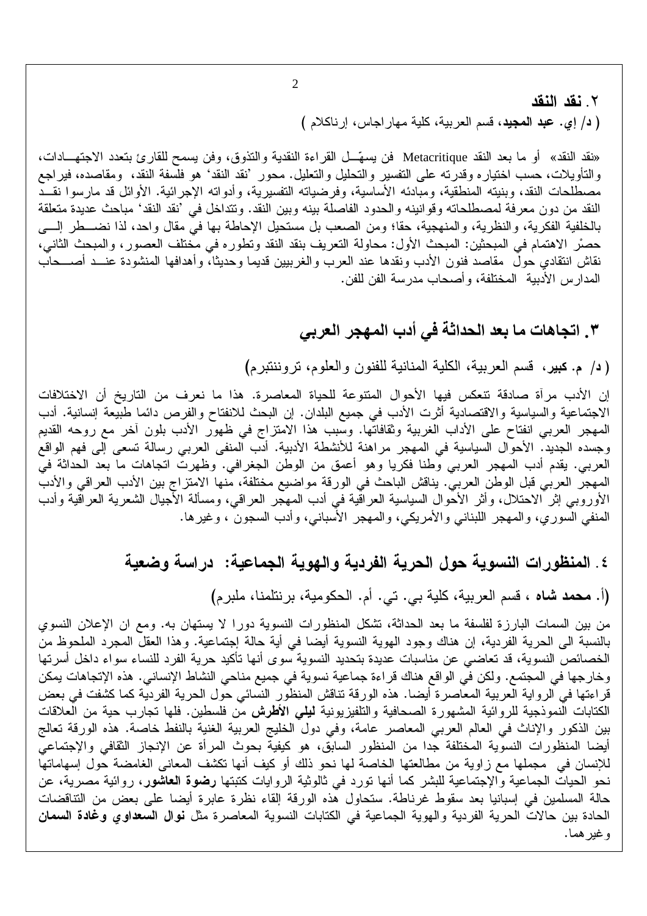## ٢. نقد النقد

**( د/ إي. عبد المجيد**، قسم العربية، كلية مهاراجاس، إرناكلام )

«نقد النقد» أو ما بعد النقد Metacritique فن يسهّـل القراءة النقدية والتذوق، وفن يسمح للقارئ بتعدد الاجتهـادات، والتأويلات، حسب اختياره وقدرته على التفسير والتحليل والتعليل. محور 'نقد النقد' هو فلسفة النقد، ومقاصده، فيراجع مصطلحات النقد، وبنيته المنطقية، ومبادئه الأساسية، وفرضياته التفسيرية، وأدواته الإجرائية. الأوائل قد مارسوا نقـد النقد من دون معرفة لمصطلحاته وقوانينه والحدود الفاصلة بينه وبين النقد. وتتداخل في 'نقد النقد' مباحث عديدة متعلقة بالخلفية الفكرية، والنظرية، والمنهجية، حقا؛ ومن الصعب بل مستحيل الإحاطة بها في مقال واحد، لذا نضـطر إلـى حصْر الاهتمام في المبحثين: المبحث الأول: محاولة التعريف بنقد النقد وتطوره في مختلف العصور، والمبحث الثاني، نقاش انتقادي حول مقاصد فنون الأدب ونقدها عند العرب والغربيين قديما وحديثا، وأهدافها المنشودة عنـد أصـحاب المدارس الأدبية المختلفة، وأصحاب مدرسة الفن للفن.

## ٣. اتجاهات ما بعد الحداثة في أدب المهجر العربي

**( د/ م. كبير**، قسم العربية، الكلية المنانية للفنون والعلوم، ترونتتبرم)

إن الأدب مرآة صادقة تنعكس فيها الأحوال المتنوعة للحياة المعاصرة. هذا ما نعرف من التاريخ أن الاختلافات الاجتماعية والسياسية والاقتصادية أثرت الأدب في جميع البلدان. إن البحث للانفتاح والفرص دائما طبيعة إنسانية. أدب المهجر العربي انفتاح على الآداب الغربية وثقافاتها. وسبب هذا الامتزاج في ظهور الأدب بلون آخر مع روحه القديم وجسده الجديد. الأحوال السياسية في المهجر مراهنة للأنشطة الأدبية. أدب المنفى العربي رسالة تسعى إلى فهم الواقع العربي. يقدم أدب المهجر العربي وطنا فكريا وهو أعمق من الوطن الجغرافي. وظهرت اتجاهات ما بعد الحداثة في المهجر العربي قبل الوطن العربي. يناقش الباحث في الورقة مواضيع مختلفة، منها الامتزاج بين الأدب العراقي والأدب الأوروبي إثر الاحتلال، وأثر الأحوال السياسية العراقية في أدب المهجر العراقي، ومسألة الأجيال الشعرية العراقية وأدب المنفي السوري، والمهجر اللبناني والأمريكي، والمهجر الأسباني، وأدب السجون ، وغيرها.

## ٤. المنظورات النسوية حول الحرية الفردية والهوية الجماعية: دراسة وضعية

**(أ. محمد شاه** ، قسم العربية، كلية بي. تي. أم. الحكومية، برنتلمنا، ملبرم)

من بين السمات البارزة لفلسفة ما بعد الحداثة، تشكل المنظورات النسوية دورا لا يستهان به. ومع ان الإعلان النسوي بالنسبة الى الحرية الفردية، إن هناك وجود الهوية النسوية أيضا في أية حالة إجتماعية. وهذا العقل المجرد الملحوظ من الخصائص النسوية، قد تعاضي عن مناسبات عديدة بتحديد النسوية سوى أنها تأكيد حرية الفرد للنساء سواء داخل أسرتها وخارجها في المجتمع. ولكن في الواقع هناك قراءة جماعية نسوية في جميع مناحي النشاط الإنساني. هذه الإتجاهات يمكن قراءتها في الرواية العربية المعاصرة أيضا. هذه الورقة تناقش المنظور النسائي حول الحرية الفردية كما كشفت في بعض الكتابات النموذجية للروائية المشهورة الصحافية والتلفيزيونية **ليلي الأطرش** من فلسطين. فلها تجارب حية من العلاقات بين الذكور والإناث في العالم العربي المعاصر عامة، وفي دول الخليج العربية الغنية بالنفط خاصة. هذه الورقة تعالج أيضا المنظورات النسوية المختلفة جدا من المنظور السابق، هو كيفية بحوث المرأة عن الإنجاز الثقافي والإجتماعي للإنسان في مجملها مع زاوية من مطالعتها الخاصة لها نحو ذلك أو كيف أنها تكشف المعاني الغامضة حول إسهاماتها نحو الحيات الجماعية والإجتماعية للبشر كما أنها تورد في ثالوثية الروايات كتبتها **رضوة العاشور**، روائية مصرية، عن حالة المسلمين في إسبانيا بعد سقوط غرناطة. ستحاول هذه الورقة إلقاء نظرة عابرة أيضا على بعض من التناقضات الحادة بين حالات الحرية الفردية والهوية الجماعية في الكتابات النسوية المعاصرة مثل **نوال السعداوي وغادة السمان** وغيرهما.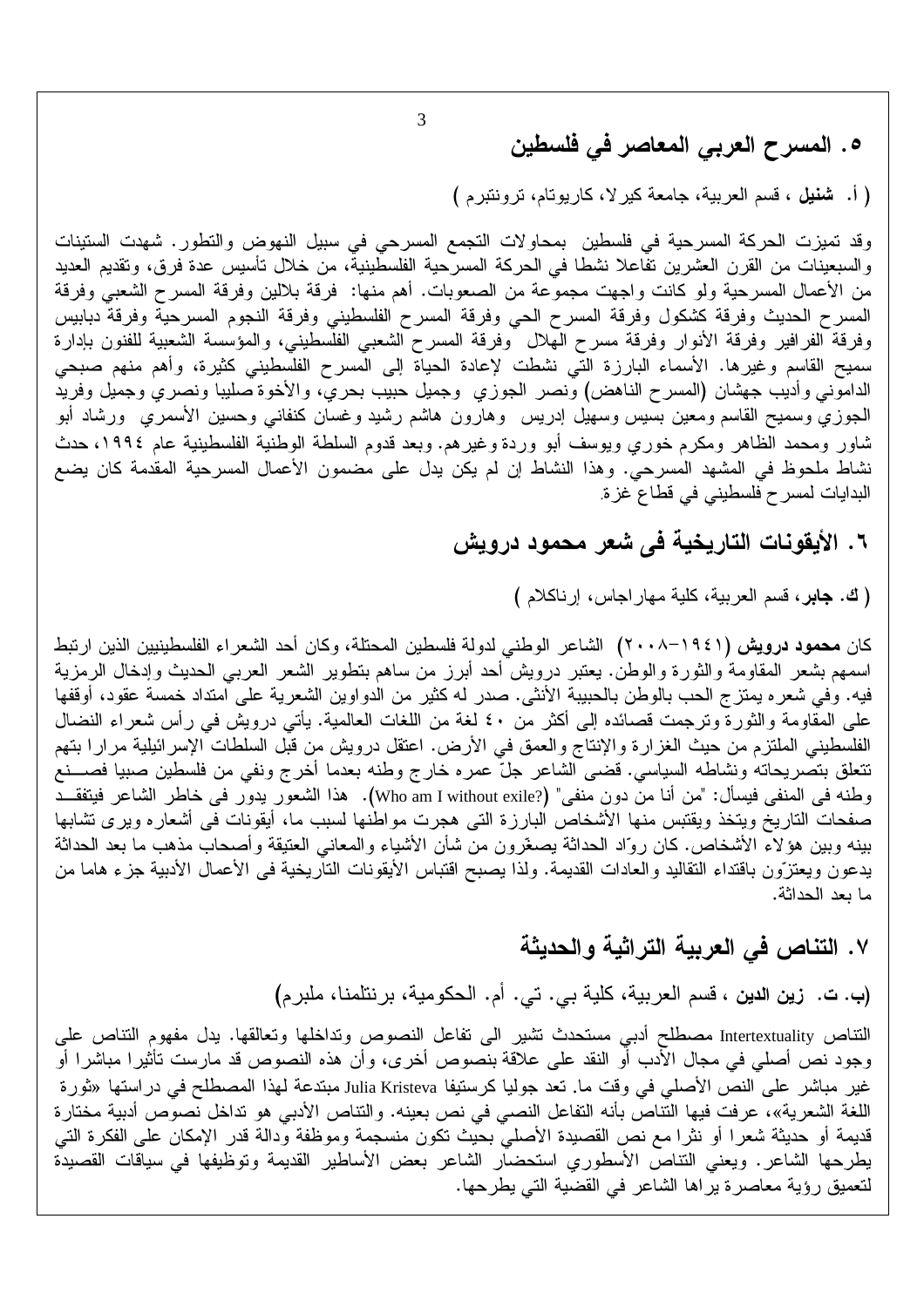## ٥. المسرح العربي المعاصر في فلسطين

( أ. **شنيل** ، قسم العربية، جامعة كيرلا، كاريوتام، ترونتبرم )

وقد تميزت الحركة المسرحية في فلسطين بمحاولات التجمع المسرحي في سبيل النهوض والتطور. شهدت الستينات والسبعينات من القرن العشرين تفاعلا نشطا في الحركة المسرحية الفلسطينية، من خلال تأسيس عدة فرق، وتقديم العديد من الأعمال المسرحية ولو كانت واجهت مجموعة من الصعوبات. أهم منها: فرقة بلالين وفرقة المسرح الشعبي وفرقة المسرح الحديث وفرقة كشكول وفرقة المسرح الحي وفرقة المسرح الفلسطيني وفرقة النجوم المسرحية وفرقة دبابيس وفرقة الفرافير وفرقة الأنوار وفرقة مسرح الهلال وفرقة المسرح الشعبي الفلسطيني، والمؤسسة الشعبية للفنون بإدارة سميح القاسم وغيرها. الأسماء البارزة التي نشطت لإعادة الحياة إلى المسرح الفلسطيني كثيرة، وأهم منهم صبحي الداموني وأديب جهشان (المسرح الناهض) ونصر الجوزي وجميل حبيب بحري، والأخوة صليبا ونصري وجميل وفريد الجوزي وسميح القاسم ومعين بسيس وسهيل إدريس وهارون هاشم رشيد وغسان كنفاني وحسين الأسمري ورشاد أبو شاور ومحمد الظاهر ومكرم خوري ويوسف أبو وردة وغيرهم. وبعد قدوم السلطة الوطنية الفلسطينية عام ١٩٩٤، حدث نشاط ملحوظ في المشهد المسرحي. وهذا النشاط إن لم يكن يدل على مضمون الأعمال المسرحية المقدمة كان يضع البدايات لمسرح فلسطيني في قطاع غزة.

## ٦. الأيقونات التاريخية فى شعر محمود درويش

( **ك. جابر**، قسم العربية، كلية مهاراجاس، إرناكلام )

كان **محمود درويش** (١٩٤١–٢٠٠٨) الشاعر الوطني لدولة فلسطين المحتلة، وكان أحد الشعراء الفلسطينيين الذين ارتبط اسمهم بشعر المقاومة والثورة والوطن. يعتبر درويش أحد أبرز من ساهم بتطوير الشعر العربي الحديث وإدخال الرمزية فيه. وفي شعره يمتزج الحب بالوطن بالحبيبة الأنثى. صدر له كثير من الدواوين الشعرية على امتداد خمسة عقود، أوقفها على المقاومة والثورة وترجمت قصائده إلى أكثر من ٤٠ لغة من اللغات العالمية. يأتي درويش في رأس شعراء النضال الفلسطيني الملتزم من حيث الغزارة والإنتاج والعمق في الأرض. اعتقل درويش من قبل السلطات الإسرائيلية مرارا بتهم تتعلق بتصريحاته ونشاطه السياسي. قضى الشاعر جلّ عمره خارج وطنه بعدما أخرج ونفي من فلسطين صبيا فصنع وطنه فى المنفى فيسأل: "من أنا من دون منفى" (Who am I without exile?). هذا الشعور يدور فى خاطر الشاعر فيتفقد صفحات التاريخ ويتخذ ويقتبس منها الأشخاص البارزة التى هجرت مواطنها لسبب ما، أيقونات فى أشعاره ويرى تشابها بينه وبين هؤلاء الأشخاص. كان روّاد الحداثة يصغّرون من شأن الأشياء والمعاني العتيقة وأصحاب مذهب ما بعد الحداثة يدعون ويعتزّون باقتداء التقاليد والعادات القديمة. ولذا يصبح اقتباس الأيقونات التاريخية فى الأعمال الأدبية جزء هاما من ما بعد الحداثة.

## ٧. التناص في العربية التراثية والحديثة

(**ب. ت. زين الدين** ، قسم العربية، كلية بي. تي. أم. الحكومية، برنتلمنا، ملبرم)

التناص Intertextuality مصطلح أدبي مستحدث تشير الى تفاعل النصوص وتداخلها وتعالقها. يدل مفهوم التناص على وجود نص أصلي في مجال الأدب أو النقد على علاقة بنصوص أخرى، وأن هذه النصوص قد مارست تأثيرا مباشرا أو غير مباشر على النص الأصلي في وقت ما. تعد جوليا كرستيفا Julia Kristeva مبتدعة لهذا المصطلح في دراستها «ثورة اللغة الشعرية»، عرفت فيها التناص بأنه التفاعل النصي في نص بعينه. والتناص الأدبي هو تداخل نصوص أدبية مختارة قديمة أو حديثة شعرا أو نثرا مع نص القصيدة الأصلي بحيث تكون منسجمة وموظفة ودالة قدر الإمكان على الفكرة التي يطرحها الشاعر. ويعني التناص الأسطوري استحضار الشاعر بعض الأساطير القديمة وتوظيفها في سياقات القصيدة لتعميق رؤية معاصرة يراها الشاعر في القضية التي يطرحها.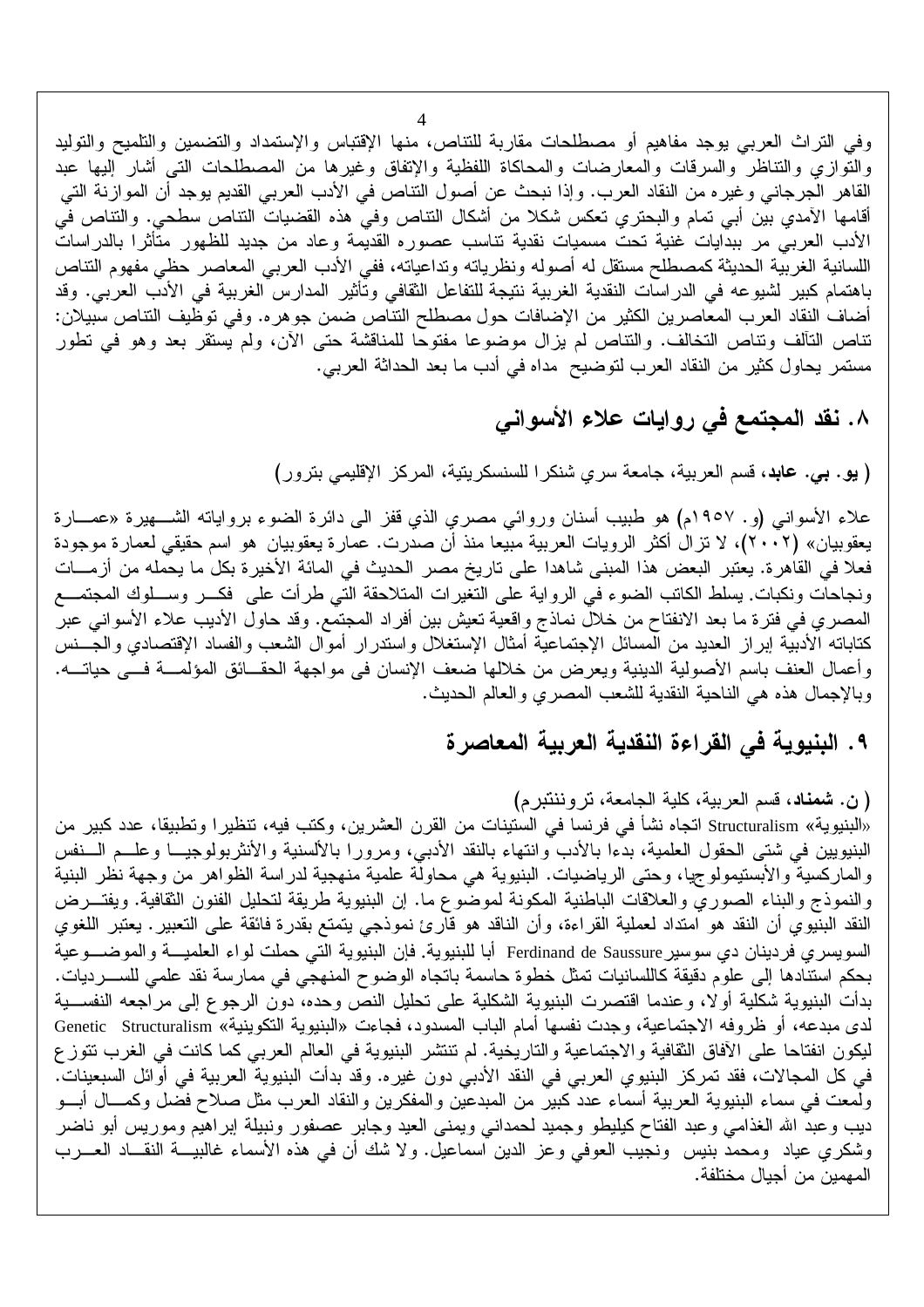وفي التراث العربي يوجد مفاهيم أو مصطلحات مقاربة للتناص، منها الإقتباس والإستمداد والتضمين والتلميح والتوليد والتوازي والتناظر والسرقات والمعارضات والمحاكاة اللفظية والإتفاق وغيرها من المصطلحات التي أشار إليها عبد القاهر الجرجاني وغيره من النقاد العرب. وإذا نبحث عن أصول التناص في الأدب العربي القديم يوجد أن الموازنة التي أقامها الآمدي بين أبي تمام والبحتري تعكس شكلا من أشكال التناص وفي هذه القضيات التناص سطحي. والتناص في الأدب العربي مر ببدايات غنية تحت مسميات نقدية تناسب عصوره القديمة وعاد من جديد للظهور متأثرا بالدراسات اللسانية الغربية الحديثة كمصطلح مستقل له أصوله ونظرياته وتداعياته، ففي الأدب العربي المعاصر حظي مفهوم التناص باهتمام كبير لشيوعه في الدراسات النقدية الغربية نتيجة للتفاعل الثقافي وتأثير المدارس الغربية في الأدب العربي. وقد أضاف النقاد العرب المعاصرين الكثير من الإضافات حول مصطلح التناص ضمن جوهره. وفي توظيف التناص سبيلان: تناص التآلف وتناص التخالف. والتناص لم يزال موضوعا مفتوحا للمناقشة حتى الآن، ولم يستقر بعد وهو في تطور مستمر يحاول كثير من النقاد العرب لتوضيح مداه في أدب ما بعد الحداثة العربي.

## ٨. نقد المجتمع في روايات علاء الأسواني

( **يو. بي. عابد**، قسم العربية، جامعة سري شنكرا للسنسكريتية، المركز الإقليمي بترور)

علاء الأسواني (و. ١٩٥٧م) هو طبيب أسنان وروائي مصري الذي قفز الى دائرة الضوء برواياته الشهيرة «عمارة يعقوبيان» (٢٠٠٢)، لا تزال أكثر الروايات العربية مبيعا منذ أن صدرت. عمارة يعقوبيان هو اسم حقيقي لعمارة موجودة فعلا في القاهرة. يعتبر البعض هذا المبنى شاهدا على تاريخ مصر الحديث في المائة الأخيرة بكل ما يحمله من أزمات ونجاحات ونكبات. يسلط الكاتب الضوء في الرواية على التغيرات المتلاحقة التي طرأت على فكر وسلوك المجتمع المصري في فترة ما بعد الانفتاح من خلال نماذج واقعية تعيش بين أفراد المجتمع. وقد حاول الأديب علاء الأسواني عبر كتاباته الأدبية إبراز العديد من المسائل الإجتماعية أمثال الإستغلال واستدرار أموال الشعب والفساد الإقتصادي والجنس وأعمال العنف باسم الأصولية الدينية ويعرض من خلالها ضعف الإنسان في مواجهة الحقائق المؤلمة في حياته. وبالإجمال هذه هي الناحية النقدية للشعب المصري والعالم الحديث.

## ٩. البنيوية في القراءة النقدية العربية المعاصرة

( **ن. شمناد**، قسم العربية، كلية الجامعة، ترونتنتبرم)

«البنيوية» Structuralism اتجاه نشأ في فرنسا في الستينات من القرن العشرين، وكتب فيه، تنظيرا وتطبيقا، عدد كبير من البنيويين في شتى الحقول العلمية، بدءا بالأدب وانتهاء بالنقد الأدبي، ومرورا بالألسنية والأنثربولوجيا وعلم النفس والماركسية والأبستيمولوجيا، وحتى الرياضيات. البنيوية هي محاولة علمية منهجية لدراسة الظواهر من وجهة نظر البنية والنموذج والبناء الصوري والعلاقات الباطنية المكونة لموضوع ما. إن البنيوية طريقة لتحليل الفنون الثقافية. ويفترض النقد البنيوي أن النقد هو امتداد لعملية القراءة، وأن الناقد هو قارئ نموذجي يتمتع بقدرة فائقة على التعبير. يعتبر اللغوي السويسري فرديناند دي سوسير Ferdinand de Saussure أبا للبنيوية. فإن البنيوية التي حملت لواء العلمية والموضوعية بحكم استنادها إلى علوم دقيقة كاللسانيات تمثل خطوة حاسمة باتجاه الوضوح المنهجي في ممارسة نقد علمي للسرديات. بدأت البنيوية شكلية أولا، وعندما اقتصرت البنيوية الشكلية على تحليل النص وحده، دون الرجوع إلى مراجعه النفسية لدى مبدعه، أو ظروفه الاجتماعية، وجدت نفسها أمام الباب المسدود، فجاءت «البنيوية التكوينية» Genetic Structuralism ليكون انفتاحا على الآفاق الثقافية والاجتماعية والتاريخية. لم تنتشر البنيوية في العالم العربي كما كانت في الغرب تتوزع في كل المجالات، فقد تمركز البنيوي العربي في النقد الأدبي دون غيره. وقد بدأت البنيوية العربية في أوائل السبعينات. ولمعت في سماء البنيوية العربية أسماء عدد كبير من المبدعين والمفكرين والنقاد العرب مثل صلاح فضل وكمال أبو ديب وعبد الله الغذامي وعبد الفتاح كيليطو وجميد لحمداني ويمنى العيد وجابر عصفور ونبيلة إبراهيم وموريس أبو ناضر وشكري عياد ومحمد بنيس ونجيب العوفي وعز الدين اسماعيل. ولا شك أن في هذه الأسماء غالبية النقاد العرب المهمين من أجيال مختلفة.